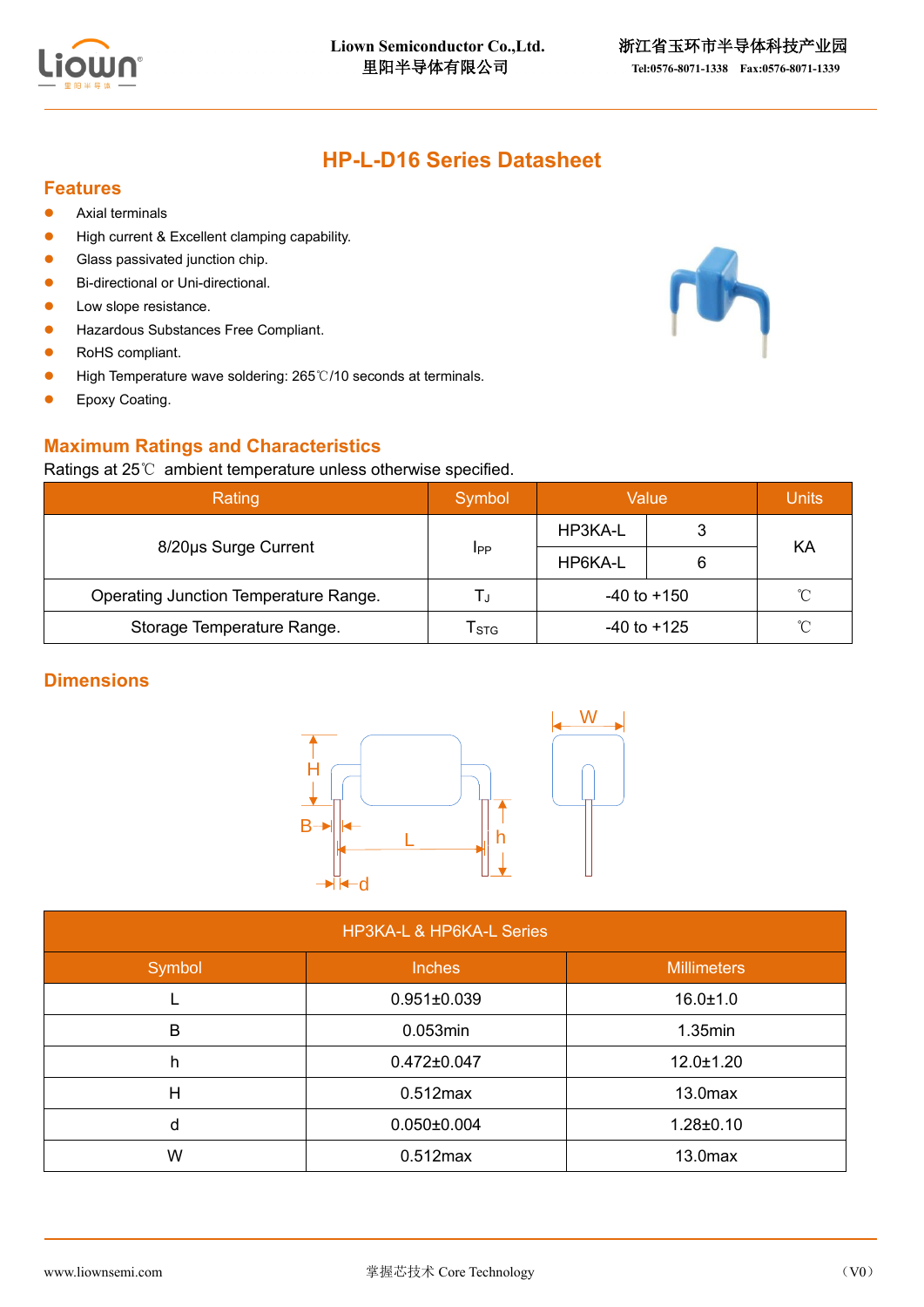# HP-L-D16 Series Datasheet

## Features

- Axial terminals
- High current & Excellent clamping capability.
- Glass passivated junction chip.
- Bi-directional or Uni-directional.
- Low slope resistance.
- Hazardous Substances Free Compliant.
- RoHS compliant.
- High Temperature wave soldering: 265℃/10 seconds at terminals.
- Epoxy Coating.

## Maximum Ratings and Characteristics

Ratings at 25℃ ambient temperature unless otherwise specified.

| Rating | Symbol | Value | | Units |
|---|---|---|---|---|
| 8/20μs Surge Current | $I_{PP}$ | HP3KA-L | 3 | KA |
| | | HP6KA-L | 6 | |
| Operating Junction Temperature Range. | $T_J$ | -40 to +150 | | ℃ |
| Storage Temperature Range. | $T_{STG}$ | -40 to +125 | | ℃ |

## Dimensions

| HP3KA-L & HP6KA-L Series | | |
|---|---|---|
| Symbol | Inches | Millimeters |
| L | 0.951±0.039 | 16.0±1.0 |
| B | 0.053min | 1.35min |
| h | 0.472±0.047 | 12.0±1.20 |
| H | 0.512max | 13.0max |
| d | 0.050±0.004 | 1.28±0.10 |
| W | 0.512max | 13.0max |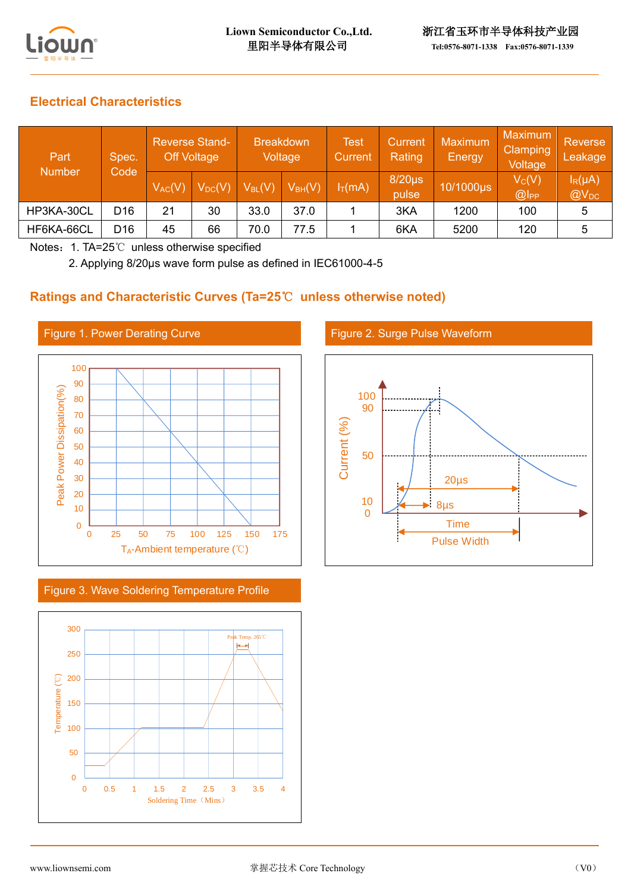## Electrical Characteristics

| Part Number | Spec. Code | Reverse Stand-Off Voltage | | Breakdown Voltage | | Test Current | Current Rating | Maximum Energy | Maximum Clamping Voltage | Reverse Leakage |
|---|---|---|---|---|---|---|---|---|---|---|
| | | $V_{AC}$(V) | $V_{DC}$(V) | $V_{BL}$(V) | $V_{BH}$(V) | $I_T$(mA) | 8/20μs pulse | 10/1000μs | $V_C$(V) @$I_{PP}$ | $I_R$(μA) @$V_{DC}$ |
| HP3KA-30CL | D16 | 21 | 30 | 33.0 | 37.0 | 1 | 3KA | 1200 | 100 | 5 |
| HF6KA-66CL | D16 | 45 | 66 | 70.0 | 77.5 | 1 | 6KA | 5200 | 120 | 5 |

Notes：1. TA=25℃ unless otherwise specified

2. Applying 8/20μs wave form pulse as defined in IEC61000-4-5

## Ratings and Characteristic Curves (Ta=25℃ unless otherwise noted)

Figure 1. Power Derating Curve

Figure 2. Surge Pulse Waveform

Figure 3. Wave Soldering Temperature Profile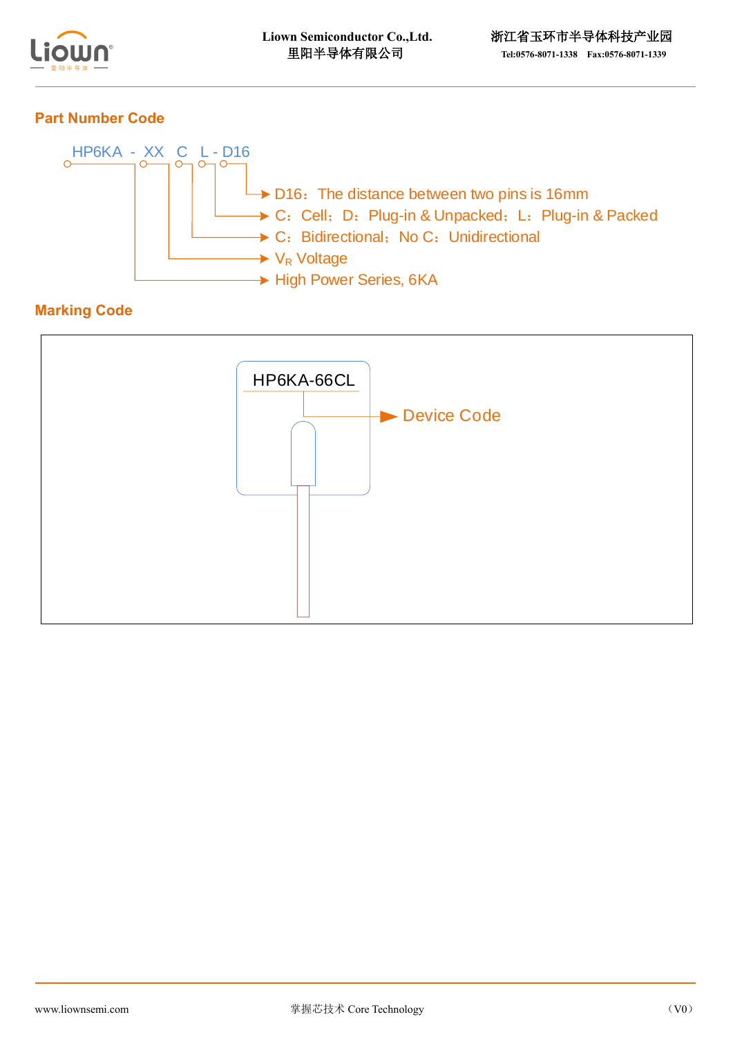## Part Number Code

HP6KA - XX C L - D16

- D16：The distance between two pins is 16mm
- C：Cell；D：Plug-in & Unpacked；L：Plug-in & Packed
- C：Bidirectional；No C：Unidirectional
- $V_R$ Voltage
- High Power Series, 6KA

## Marking Code

HP6KA-66CL

Device Code